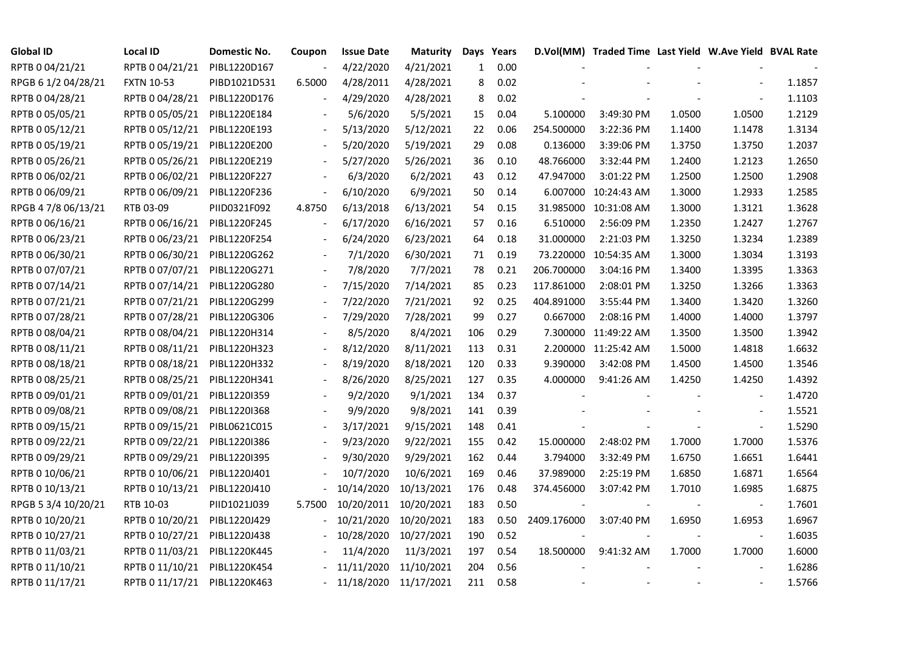| Global ID | Local ID | Domestic No. | Coupon | Issue Date | Maturity | Days | Years | D.Vol(MM) | Traded Time | Last Yield | W.Ave Yield | BVAL Rate |
|---|---|---|---|---|---|---|---|---|---|---|---|---|
| RPTB 0 04/21/21 | RPTB 0 04/21/21 | PIBL1220D167 | - | 4/22/2020 | 4/21/2021 | 1 | 0.00 | - | - | - | - | - |
| RPGB 6 1/2 04/28/21 | FXTN 10-53 | PIBD1021D531 | 6.5000 | 4/28/2011 | 4/28/2021 | 8 | 0.02 | - | - | - | - | 1.1857 |
| RPTB 0 04/28/21 | RPTB 0 04/28/21 | PIBL1220D176 | - | 4/29/2020 | 4/28/2021 | 8 | 0.02 | - | - | - | - | 1.1103 |
| RPTB 0 05/05/21 | RPTB 0 05/05/21 | PIBL1220E184 | - | 5/6/2020 | 5/5/2021 | 15 | 0.04 | 5.100000 | 3:49:30 PM | 1.0500 | 1.0500 | 1.2129 |
| RPTB 0 05/12/21 | RPTB 0 05/12/21 | PIBL1220E193 | - | 5/13/2020 | 5/12/2021 | 22 | 0.06 | 254.500000 | 3:22:36 PM | 1.1400 | 1.1478 | 1.3134 |
| RPTB 0 05/19/21 | RPTB 0 05/19/21 | PIBL1220E200 | - | 5/20/2020 | 5/19/2021 | 29 | 0.08 | 0.136000 | 3:39:06 PM | 1.3750 | 1.3750 | 1.2037 |
| RPTB 0 05/26/21 | RPTB 0 05/26/21 | PIBL1220E219 | - | 5/27/2020 | 5/26/2021 | 36 | 0.10 | 48.766000 | 3:32:44 PM | 1.2400 | 1.2123 | 1.2650 |
| RPTB 0 06/02/21 | RPTB 0 06/02/21 | PIBL1220F227 | - | 6/3/2020 | 6/2/2021 | 43 | 0.12 | 47.947000 | 3:01:22 PM | 1.2500 | 1.2500 | 1.2908 |
| RPTB 0 06/09/21 | RPTB 0 06/09/21 | PIBL1220F236 | - | 6/10/2020 | 6/9/2021 | 50 | 0.14 | 6.007000 | 10:24:43 AM | 1.3000 | 1.2933 | 1.2585 |
| RPGB 4 7/8 06/13/21 | RTB 03-09 | PIID0321F092 | 4.8750 | 6/13/2018 | 6/13/2021 | 54 | 0.15 | 31.985000 | 10:31:08 AM | 1.3000 | 1.3121 | 1.3628 |
| RPTB 0 06/16/21 | RPTB 0 06/16/21 | PIBL1220F245 | - | 6/17/2020 | 6/16/2021 | 57 | 0.16 | 6.510000 | 2:56:09 PM | 1.2350 | 1.2427 | 1.2767 |
| RPTB 0 06/23/21 | RPTB 0 06/23/21 | PIBL1220F254 | - | 6/24/2020 | 6/23/2021 | 64 | 0.18 | 31.000000 | 2:21:03 PM | 1.3250 | 1.3234 | 1.2389 |
| RPTB 0 06/30/21 | RPTB 0 06/30/21 | PIBL1220G262 | - | 7/1/2020 | 6/30/2021 | 71 | 0.19 | 73.220000 | 10:54:35 AM | 1.3000 | 1.3034 | 1.3193 |
| RPTB 0 07/07/21 | RPTB 0 07/07/21 | PIBL1220G271 | - | 7/8/2020 | 7/7/2021 | 78 | 0.21 | 206.700000 | 3:04:16 PM | 1.3400 | 1.3395 | 1.3363 |
| RPTB 0 07/14/21 | RPTB 0 07/14/21 | PIBL1220G280 | - | 7/15/2020 | 7/14/2021 | 85 | 0.23 | 117.861000 | 2:08:01 PM | 1.3250 | 1.3266 | 1.3363 |
| RPTB 0 07/21/21 | RPTB 0 07/21/21 | PIBL1220G299 | - | 7/22/2020 | 7/21/2021 | 92 | 0.25 | 404.891000 | 3:55:44 PM | 1.3400 | 1.3420 | 1.3260 |
| RPTB 0 07/28/21 | RPTB 0 07/28/21 | PIBL1220G306 | - | 7/29/2020 | 7/28/2021 | 99 | 0.27 | 0.667000 | 2:08:16 PM | 1.4000 | 1.4000 | 1.3797 |
| RPTB 0 08/04/21 | RPTB 0 08/04/21 | PIBL1220H314 | - | 8/5/2020 | 8/4/2021 | 106 | 0.29 | 7.300000 | 11:49:22 AM | 1.3500 | 1.3500 | 1.3942 |
| RPTB 0 08/11/21 | RPTB 0 08/11/21 | PIBL1220H323 | - | 8/12/2020 | 8/11/2021 | 113 | 0.31 | 2.200000 | 11:25:42 AM | 1.5000 | 1.4818 | 1.6632 |
| RPTB 0 08/18/21 | RPTB 0 08/18/21 | PIBL1220H332 | - | 8/19/2020 | 8/18/2021 | 120 | 0.33 | 9.390000 | 3:42:08 PM | 1.4500 | 1.4500 | 1.3546 |
| RPTB 0 08/25/21 | RPTB 0 08/25/21 | PIBL1220H341 | - | 8/26/2020 | 8/25/2021 | 127 | 0.35 | 4.000000 | 9:41:26 AM | 1.4250 | 1.4250 | 1.4392 |
| RPTB 0 09/01/21 | RPTB 0 09/01/21 | PIBL1220I359 | - | 9/2/2020 | 9/1/2021 | 134 | 0.37 | - | - | - | - | 1.4720 |
| RPTB 0 09/08/21 | RPTB 0 09/08/21 | PIBL1220I368 | - | 9/9/2020 | 9/8/2021 | 141 | 0.39 | - | - | - | - | 1.5521 |
| RPTB 0 09/15/21 | RPTB 0 09/15/21 | PIBL0621C015 | - | 3/17/2021 | 9/15/2021 | 148 | 0.41 | - | - | - | - | 1.5290 |
| RPTB 0 09/22/21 | RPTB 0 09/22/21 | PIBL1220I386 | - | 9/23/2020 | 9/22/2021 | 155 | 0.42 | 15.000000 | 2:48:02 PM | 1.7000 | 1.7000 | 1.5376 |
| RPTB 0 09/29/21 | RPTB 0 09/29/21 | PIBL1220I395 | - | 9/30/2020 | 9/29/2021 | 162 | 0.44 | 3.794000 | 3:32:49 PM | 1.6750 | 1.6651 | 1.6441 |
| RPTB 0 10/06/21 | RPTB 0 10/06/21 | PIBL1220J401 | - | 10/7/2020 | 10/6/2021 | 169 | 0.46 | 37.989000 | 2:25:19 PM | 1.6850 | 1.6871 | 1.6564 |
| RPTB 0 10/13/21 | RPTB 0 10/13/21 | PIBL1220J410 | - | 10/14/2020 | 10/13/2021 | 176 | 0.48 | 374.456000 | 3:07:42 PM | 1.7010 | 1.6985 | 1.6875 |
| RPGB 5 3/4 10/20/21 | RTB 10-03 | PIID1021J039 | 5.7500 | 10/20/2011 | 10/20/2021 | 183 | 0.50 | - | - | - | - | 1.7601 |
| RPTB 0 10/20/21 | RPTB 0 10/20/21 | PIBL1220J429 | - | 10/21/2020 | 10/20/2021 | 183 | 0.50 | 2409.176000 | 3:07:40 PM | 1.6950 | 1.6953 | 1.6967 |
| RPTB 0 10/27/21 | RPTB 0 10/27/21 | PIBL1220J438 | - | 10/28/2020 | 10/27/2021 | 190 | 0.52 | - | - | - | - | 1.6035 |
| RPTB 0 11/03/21 | RPTB 0 11/03/21 | PIBL1220K445 | - | 11/4/2020 | 11/3/2021 | 197 | 0.54 | 18.500000 | 9:41:32 AM | 1.7000 | 1.7000 | 1.6000 |
| RPTB 0 11/10/21 | RPTB 0 11/10/21 | PIBL1220K454 | - | 11/11/2020 | 11/10/2021 | 204 | 0.56 | - | - | - | - | 1.6286 |
| RPTB 0 11/17/21 | RPTB 0 11/17/21 | PIBL1220K463 | - | 11/18/2020 | 11/17/2021 | 211 | 0.58 | - | - | - | - | 1.5766 |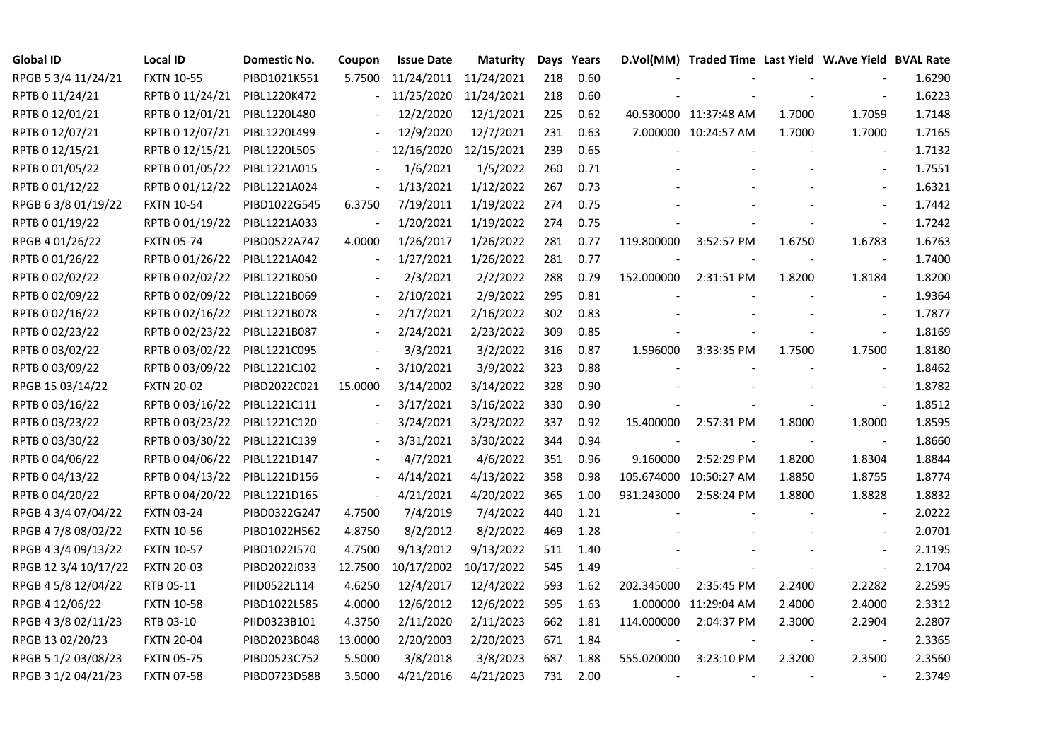| Global ID | Local ID | Domestic No. | Coupon | Issue Date | Maturity | Days | Years | D.Vol(MM) | Traded Time | Last Yield | W.Ave Yield | BVAL Rate |
|---|---|---|---|---|---|---|---|---|---|---|---|---|
| RPGB 5 3/4 11/24/21 | FXTN 10-55 | PIBD1021K551 | 5.7500 | 11/24/2011 | 11/24/2021 | 218 | 0.60 | - | - | - | - | 1.6290 |
| RPTB 0 11/24/21 | RPTB 0 11/24/21 | PIBL1220K472 | - | 11/25/2020 | 11/24/2021 | 218 | 0.60 | - | - | - | - | 1.6223 |
| RPTB 0 12/01/21 | RPTB 0 12/01/21 | PIBL1220L480 | - | 12/2/2020 | 12/1/2021 | 225 | 0.62 | 40.530000 | 11:37:48 AM | 1.7000 | 1.7059 | 1.7148 |
| RPTB 0 12/07/21 | RPTB 0 12/07/21 | PIBL1220L499 | - | 12/9/2020 | 12/7/2021 | 231 | 0.63 | 7.000000 | 10:24:57 AM | 1.7000 | 1.7000 | 1.7165 |
| RPTB 0 12/15/21 | RPTB 0 12/15/21 | PIBL1220L505 | - | 12/16/2020 | 12/15/2021 | 239 | 0.65 | - | - | - | - | 1.7132 |
| RPTB 0 01/05/22 | RPTB 0 01/05/22 | PIBL1221A015 | - | 1/6/2021 | 1/5/2022 | 260 | 0.71 | - | - | - | - | 1.7551 |
| RPTB 0 01/12/22 | RPTB 0 01/12/22 | PIBL1221A024 | - | 1/13/2021 | 1/12/2022 | 267 | 0.73 | - | - | - | - | 1.6321 |
| RPGB 6 3/8 01/19/22 | FXTN 10-54 | PIBD1022G545 | 6.3750 | 7/19/2011 | 1/19/2022 | 274 | 0.75 | - | - | - | - | 1.7442 |
| RPTB 0 01/19/22 | RPTB 0 01/19/22 | PIBL1221A033 | - | 1/20/2021 | 1/19/2022 | 274 | 0.75 | - | - | - | - | 1.7242 |
| RPGB 4 01/26/22 | FXTN 05-74 | PIBD0522A747 | 4.0000 | 1/26/2017 | 1/26/2022 | 281 | 0.77 | 119.800000 | 3:52:57 PM | 1.6750 | 1.6783 | 1.6763 |
| RPTB 0 01/26/22 | RPTB 0 01/26/22 | PIBL1221A042 | - | 1/27/2021 | 1/26/2022 | 281 | 0.77 | - | - | - | - | 1.7400 |
| RPTB 0 02/02/22 | RPTB 0 02/02/22 | PIBL1221B050 | - | 2/3/2021 | 2/2/2022 | 288 | 0.79 | 152.000000 | 2:31:51 PM | 1.8200 | 1.8184 | 1.8200 |
| RPTB 0 02/09/22 | RPTB 0 02/09/22 | PIBL1221B069 | - | 2/10/2021 | 2/9/2022 | 295 | 0.81 | - | - | - | - | 1.9364 |
| RPTB 0 02/16/22 | RPTB 0 02/16/22 | PIBL1221B078 | - | 2/17/2021 | 2/16/2022 | 302 | 0.83 | - | - | - | - | 1.7877 |
| RPTB 0 02/23/22 | RPTB 0 02/23/22 | PIBL1221B087 | - | 2/24/2021 | 2/23/2022 | 309 | 0.85 | - | - | - | - | 1.8169 |
| RPTB 0 03/02/22 | RPTB 0 03/02/22 | PIBL1221C095 | - | 3/3/2021 | 3/2/2022 | 316 | 0.87 | 1.596000 | 3:33:35 PM | 1.7500 | 1.7500 | 1.8180 |
| RPTB 0 03/09/22 | RPTB 0 03/09/22 | PIBL1221C102 | - | 3/10/2021 | 3/9/2022 | 323 | 0.88 | - | - | - | - | 1.8462 |
| RPGB 15 03/14/22 | FXTN 20-02 | PIBD2022C021 | 15.0000 | 3/14/2002 | 3/14/2022 | 328 | 0.90 | - | - | - | - | 1.8782 |
| RPTB 0 03/16/22 | RPTB 0 03/16/22 | PIBL1221C111 | - | 3/17/2021 | 3/16/2022 | 330 | 0.90 | - | - | - | - | 1.8512 |
| RPTB 0 03/23/22 | RPTB 0 03/23/22 | PIBL1221C120 | - | 3/24/2021 | 3/23/2022 | 337 | 0.92 | 15.400000 | 2:57:31 PM | 1.8000 | 1.8000 | 1.8595 |
| RPTB 0 03/30/22 | RPTB 0 03/30/22 | PIBL1221C139 | - | 3/31/2021 | 3/30/2022 | 344 | 0.94 | - | - | - | - | 1.8660 |
| RPTB 0 04/06/22 | RPTB 0 04/06/22 | PIBL1221D147 | - | 4/7/2021 | 4/6/2022 | 351 | 0.96 | 9.160000 | 2:52:29 PM | 1.8200 | 1.8304 | 1.8844 |
| RPTB 0 04/13/22 | RPTB 0 04/13/22 | PIBL1221D156 | - | 4/14/2021 | 4/13/2022 | 358 | 0.98 | 105.674000 | 10:50:27 AM | 1.8850 | 1.8755 | 1.8774 |
| RPTB 0 04/20/22 | RPTB 0 04/20/22 | PIBL1221D165 | - | 4/21/2021 | 4/20/2022 | 365 | 1.00 | 931.243000 | 2:58:24 PM | 1.8800 | 1.8828 | 1.8832 |
| RPGB 4 3/4 07/04/22 | FXTN 03-24 | PIBD0322G247 | 4.7500 | 7/4/2019 | 7/4/2022 | 440 | 1.21 | - | - | - | - | 2.0222 |
| RPGB 4 7/8 08/02/22 | FXTN 10-56 | PIBD1022H562 | 4.8750 | 8/2/2012 | 8/2/2022 | 469 | 1.28 | - | - | - | - | 2.0701 |
| RPGB 4 3/4 09/13/22 | FXTN 10-57 | PIBD1022I570 | 4.7500 | 9/13/2012 | 9/13/2022 | 511 | 1.40 | - | - | - | - | 2.1195 |
| RPGB 12 3/4 10/17/22 | FXTN 20-03 | PIBD2022J033 | 12.7500 | 10/17/2002 | 10/17/2022 | 545 | 1.49 | - | - | - | - | 2.1704 |
| RPGB 4 5/8 12/04/22 | RTB 05-11 | PIID0522L114 | 4.6250 | 12/4/2017 | 12/4/2022 | 593 | 1.62 | 202.345000 | 2:35:45 PM | 2.2400 | 2.2282 | 2.2595 |
| RPGB 4 12/06/22 | FXTN 10-58 | PIBD1022L585 | 4.0000 | 12/6/2012 | 12/6/2022 | 595 | 1.63 | 1.000000 | 11:29:04 AM | 2.4000 | 2.4000 | 2.3312 |
| RPGB 4 3/8 02/11/23 | RTB 03-10 | PIID0323B101 | 4.3750 | 2/11/2020 | 2/11/2023 | 662 | 1.81 | 114.000000 | 2:04:37 PM | 2.3000 | 2.2904 | 2.2807 |
| RPGB 13 02/20/23 | FXTN 20-04 | PIBD2023B048 | 13.0000 | 2/20/2003 | 2/20/2023 | 671 | 1.84 | - | - | - | - | 2.3365 |
| RPGB 5 1/2 03/08/23 | FXTN 05-75 | PIBD0523C752 | 5.5000 | 3/8/2018 | 3/8/2023 | 687 | 1.88 | 555.020000 | 3:23:10 PM | 2.3200 | 2.3500 | 2.3560 |
| RPGB 3 1/2 04/21/23 | FXTN 07-58 | PIBD0723D588 | 3.5000 | 4/21/2016 | 4/21/2023 | 731 | 2.00 | - | - | - | - | 2.3749 |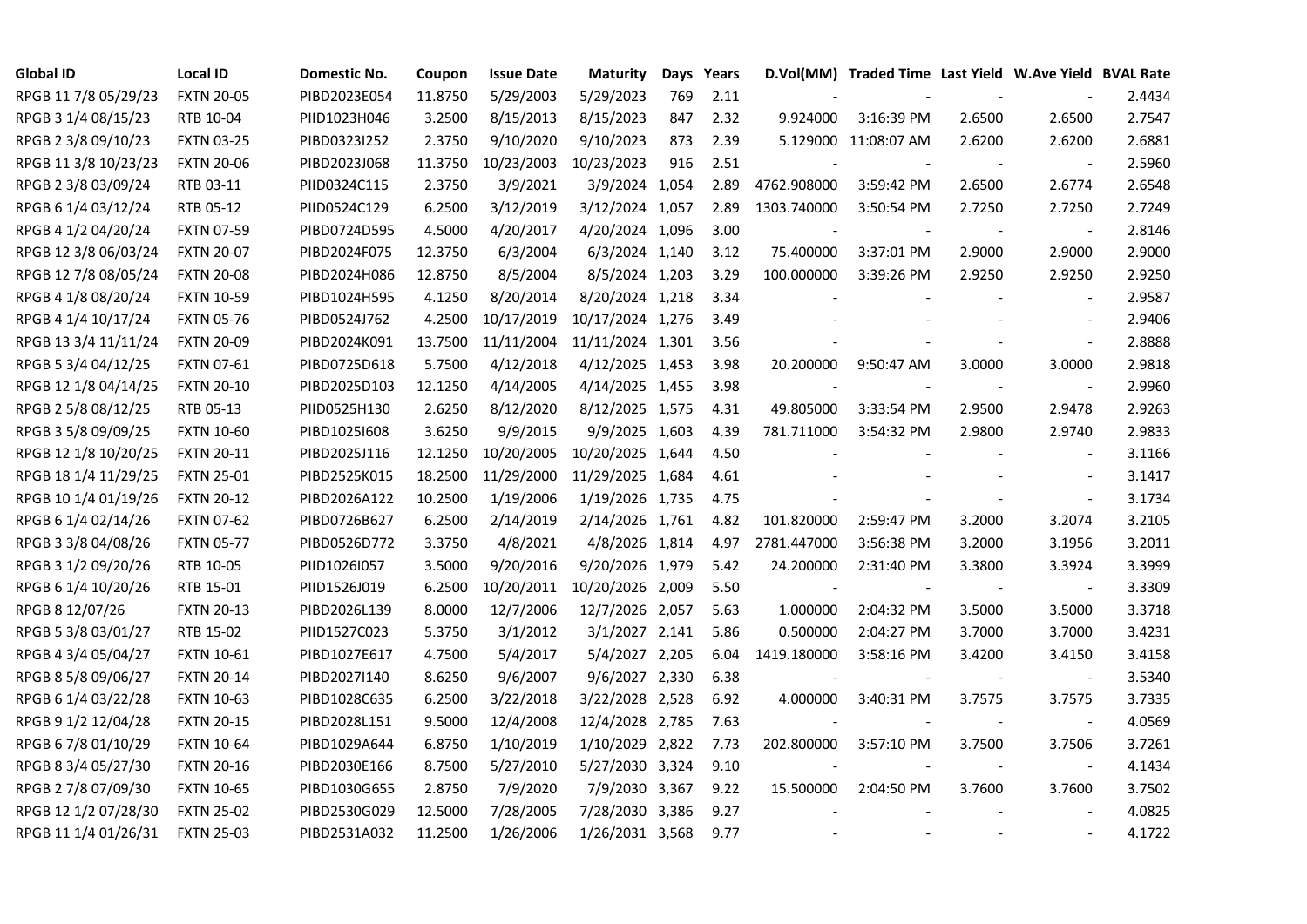| Global ID | Local ID | Domestic No. | Coupon | Issue Date | Maturity | Days | Years | D.Vol(MM) | Traded Time | Last Yield | W.Ave Yield | BVAL Rate |
|---|---|---|---|---|---|---|---|---|---|---|---|---|
| RPGB 11 7/8 05/29/23 | FXTN 20-05 | PIBD2023E054 | 11.8750 | 5/29/2003 | 5/29/2023 | 769 | 2.11 | - | - | - | - | 2.4434 |
| RPGB 3 1/4 08/15/23 | RTB 10-04 | PIID1023H046 | 3.2500 | 8/15/2013 | 8/15/2023 | 847 | 2.32 | 9.924000 | 3:16:39 PM | 2.6500 | 2.6500 | 2.7547 |
| RPGB 2 3/8 09/10/23 | FXTN 03-25 | PIBD0323I252 | 2.3750 | 9/10/2020 | 9/10/2023 | 873 | 2.39 | 5.129000 | 11:08:07 AM | 2.6200 | 2.6200 | 2.6881 |
| RPGB 11 3/8 10/23/23 | FXTN 20-06 | PIBD2023J068 | 11.3750 | 10/23/2003 | 10/23/2023 | 916 | 2.51 | - | - | - | - | 2.5960 |
| RPGB 2 3/8 03/09/24 | RTB 03-11 | PIID0324C115 | 2.3750 | 3/9/2021 | 3/9/2024 | 1,054 | 2.89 | 4762.908000 | 3:59:42 PM | 2.6500 | 2.6774 | 2.6548 |
| RPGB 6 1/4 03/12/24 | RTB 05-12 | PIID0524C129 | 6.2500 | 3/12/2019 | 3/12/2024 | 1,057 | 2.89 | 1303.740000 | 3:50:54 PM | 2.7250 | 2.7250 | 2.7249 |
| RPGB 4 1/2 04/20/24 | FXTN 07-59 | PIBD0724D595 | 4.5000 | 4/20/2017 | 4/20/2024 | 1,096 | 3.00 | - | - | - | - | 2.8146 |
| RPGB 12 3/8 06/03/24 | FXTN 20-07 | PIBD2024F075 | 12.3750 | 6/3/2004 | 6/3/2024 | 1,140 | 3.12 | 75.400000 | 3:37:01 PM | 2.9000 | 2.9000 | 2.9000 |
| RPGB 12 7/8 08/05/24 | FXTN 20-08 | PIBD2024H086 | 12.8750 | 8/5/2004 | 8/5/2024 | 1,203 | 3.29 | 100.000000 | 3:39:26 PM | 2.9250 | 2.9250 | 2.9250 |
| RPGB 4 1/8 08/20/24 | FXTN 10-59 | PIBD1024H595 | 4.1250 | 8/20/2014 | 8/20/2024 | 1,218 | 3.34 | - | - | - | - | 2.9587 |
| RPGB 4 1/4 10/17/24 | FXTN 05-76 | PIBD0524J762 | 4.2500 | 10/17/2019 | 10/17/2024 | 1,276 | 3.49 | - | - | - | - | 2.9406 |
| RPGB 13 3/4 11/11/24 | FXTN 20-09 | PIBD2024K091 | 13.7500 | 11/11/2004 | 11/11/2024 | 1,301 | 3.56 | - | - | - | - | 2.8888 |
| RPGB 5 3/4 04/12/25 | FXTN 07-61 | PIBD0725D618 | 5.7500 | 4/12/2018 | 4/12/2025 | 1,453 | 3.98 | 20.200000 | 9:50:47 AM | 3.0000 | 3.0000 | 2.9818 |
| RPGB 12 1/8 04/14/25 | FXTN 20-10 | PIBD2025D103 | 12.1250 | 4/14/2005 | 4/14/2025 | 1,455 | 3.98 | - | - | - | - | 2.9960 |
| RPGB 2 5/8 08/12/25 | RTB 05-13 | PIID0525H130 | 2.6250 | 8/12/2020 | 8/12/2025 | 1,575 | 4.31 | 49.805000 | 3:33:54 PM | 2.9500 | 2.9478 | 2.9263 |
| RPGB 3 5/8 09/09/25 | FXTN 10-60 | PIBD1025I608 | 3.6250 | 9/9/2015 | 9/9/2025 | 1,603 | 4.39 | 781.711000 | 3:54:32 PM | 2.9800 | 2.9740 | 2.9833 |
| RPGB 12 1/8 10/20/25 | FXTN 20-11 | PIBD2025J116 | 12.1250 | 10/20/2005 | 10/20/2025 | 1,644 | 4.50 | - | - | - | - | 3.1166 |
| RPGB 18 1/4 11/29/25 | FXTN 25-01 | PIBD2525K015 | 18.2500 | 11/29/2000 | 11/29/2025 | 1,684 | 4.61 | - | - | - | - | 3.1417 |
| RPGB 10 1/4 01/19/26 | FXTN 20-12 | PIBD2026A122 | 10.2500 | 1/19/2006 | 1/19/2026 | 1,735 | 4.75 | - | - | - | - | 3.1734 |
| RPGB 6 1/4 02/14/26 | FXTN 07-62 | PIBD0726B627 | 6.2500 | 2/14/2019 | 2/14/2026 | 1,761 | 4.82 | 101.820000 | 2:59:47 PM | 3.2000 | 3.2074 | 3.2105 |
| RPGB 3 3/8 04/08/26 | FXTN 05-77 | PIBD0526D772 | 3.3750 | 4/8/2021 | 4/8/2026 | 1,814 | 4.97 | 2781.447000 | 3:56:38 PM | 3.2000 | 3.1956 | 3.2011 |
| RPGB 3 1/2 09/20/26 | RTB 10-05 | PIID1026I057 | 3.5000 | 9/20/2016 | 9/20/2026 | 1,979 | 5.42 | 24.200000 | 2:31:40 PM | 3.3800 | 3.3924 | 3.3999 |
| RPGB 6 1/4 10/20/26 | RTB 15-01 | PIID1526J019 | 6.2500 | 10/20/2011 | 10/20/2026 | 2,009 | 5.50 | - | - | - | - | 3.3309 |
| RPGB 8 12/07/26 | FXTN 20-13 | PIBD2026L139 | 8.0000 | 12/7/2006 | 12/7/2026 | 2,057 | 5.63 | 1.000000 | 2:04:32 PM | 3.5000 | 3.5000 | 3.3718 |
| RPGB 5 3/8 03/01/27 | RTB 15-02 | PIID1527C023 | 5.3750 | 3/1/2012 | 3/1/2027 | 2,141 | 5.86 | 0.500000 | 2:04:27 PM | 3.7000 | 3.7000 | 3.4231 |
| RPGB 4 3/4 05/04/27 | FXTN 10-61 | PIBD1027E617 | 4.7500 | 5/4/2017 | 5/4/2027 | 2,205 | 6.04 | 1419.180000 | 3:58:16 PM | 3.4200 | 3.4150 | 3.4158 |
| RPGB 8 5/8 09/06/27 | FXTN 20-14 | PIBD2027I140 | 8.6250 | 9/6/2007 | 9/6/2027 | 2,330 | 6.38 | - | - | - | - | 3.5340 |
| RPGB 6 1/4 03/22/28 | FXTN 10-63 | PIBD1028C635 | 6.2500 | 3/22/2018 | 3/22/2028 | 2,528 | 6.92 | 4.000000 | 3:40:31 PM | 3.7575 | 3.7575 | 3.7335 |
| RPGB 9 1/2 12/04/28 | FXTN 20-15 | PIBD2028L151 | 9.5000 | 12/4/2008 | 12/4/2028 | 2,785 | 7.63 | - | - | - | - | 4.0569 |
| RPGB 6 7/8 01/10/29 | FXTN 10-64 | PIBD1029A644 | 6.8750 | 1/10/2019 | 1/10/2029 | 2,822 | 7.73 | 202.800000 | 3:57:10 PM | 3.7500 | 3.7506 | 3.7261 |
| RPGB 8 3/4 05/27/30 | FXTN 20-16 | PIBD2030E166 | 8.7500 | 5/27/2010 | 5/27/2030 | 3,324 | 9.10 | - | - | - | - | 4.1434 |
| RPGB 2 7/8 07/09/30 | FXTN 10-65 | PIBD1030G655 | 2.8750 | 7/9/2020 | 7/9/2030 | 3,367 | 9.22 | 15.500000 | 2:04:50 PM | 3.7600 | 3.7600 | 3.7502 |
| RPGB 12 1/2 07/28/30 | FXTN 25-02 | PIBD2530G029 | 12.5000 | 7/28/2005 | 7/28/2030 | 3,386 | 9.27 | - | - | - | - | 4.0825 |
| RPGB 11 1/4 01/26/31 | FXTN 25-03 | PIBD2531A032 | 11.2500 | 1/26/2006 | 1/26/2031 | 3,568 | 9.77 | - | - | - | - | 4.1722 |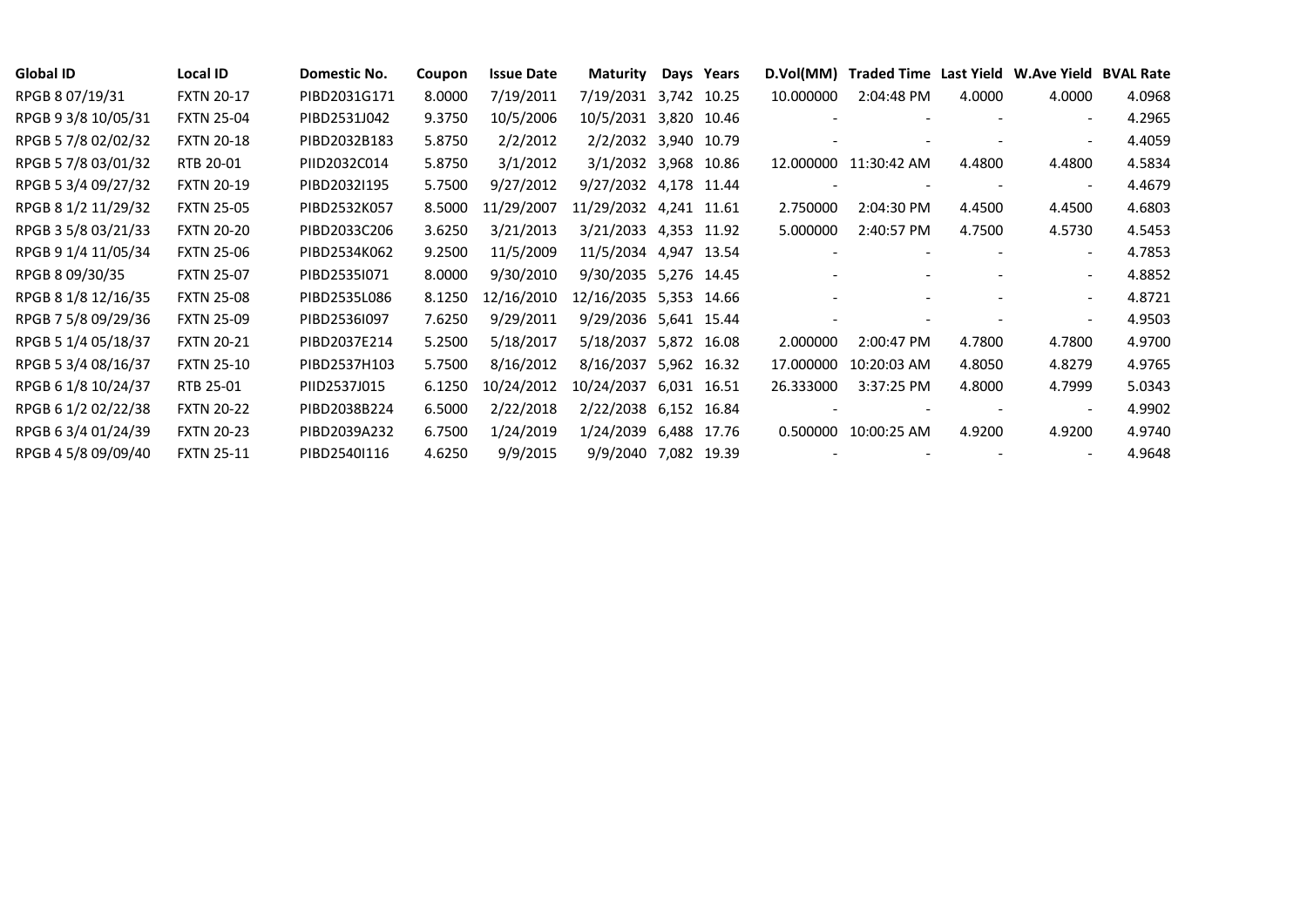| Global ID | Local ID | Domestic No. | Coupon | Issue Date | Maturity | Days | Years | D.Vol(MM) | Traded Time | Last Yield | W.Ave Yield | BVAL Rate |
|---|---|---|---|---|---|---|---|---|---|---|---|---|
| RPGB 8 07/19/31 | FXTN 20-17 | PIBD2031G171 | 8.0000 | 7/19/2011 | 7/19/2031 | 3,742 | 10.25 | 10.000000 | 2:04:48 PM | 4.0000 | 4.0000 | 4.0968 |
| RPGB 9 3/8 10/05/31 | FXTN 25-04 | PIBD2531J042 | 9.3750 | 10/5/2006 | 10/5/2031 | 3,820 | 10.46 | - | - | - | - | 4.2965 |
| RPGB 5 7/8 02/02/32 | FXTN 20-18 | PIBD2032B183 | 5.8750 | 2/2/2012 | 2/2/2032 | 3,940 | 10.79 | - | - | - | - | 4.4059 |
| RPGB 5 7/8 03/01/32 | RTB 20-01 | PIID2032C014 | 5.8750 | 3/1/2012 | 3/1/2032 | 3,968 | 10.86 | 12.000000 | 11:30:42 AM | 4.4800 | 4.4800 | 4.5834 |
| RPGB 5 3/4 09/27/32 | FXTN 20-19 | PIBD2032I195 | 5.7500 | 9/27/2012 | 9/27/2032 | 4,178 | 11.44 | - | - | - | - | 4.4679 |
| RPGB 8 1/2 11/29/32 | FXTN 25-05 | PIBD2532K057 | 8.5000 | 11/29/2007 | 11/29/2032 | 4,241 | 11.61 | 2.750000 | 2:04:30 PM | 4.4500 | 4.4500 | 4.6803 |
| RPGB 3 5/8 03/21/33 | FXTN 20-20 | PIBD2033C206 | 3.6250 | 3/21/2013 | 3/21/2033 | 4,353 | 11.92 | 5.000000 | 2:40:57 PM | 4.7500 | 4.5730 | 4.5453 |
| RPGB 9 1/4 11/05/34 | FXTN 25-06 | PIBD2534K062 | 9.2500 | 11/5/2009 | 11/5/2034 | 4,947 | 13.54 | - | - | - | - | 4.7853 |
| RPGB 8 09/30/35 | FXTN 25-07 | PIBD2535I071 | 8.0000 | 9/30/2010 | 9/30/2035 | 5,276 | 14.45 | - | - | - | - | 4.8852 |
| RPGB 8 1/8 12/16/35 | FXTN 25-08 | PIBD2535L086 | 8.1250 | 12/16/2010 | 12/16/2035 | 5,353 | 14.66 | - | - | - | - | 4.8721 |
| RPGB 7 5/8 09/29/36 | FXTN 25-09 | PIBD2536I097 | 7.6250 | 9/29/2011 | 9/29/2036 | 5,641 | 15.44 | - | - | - | - | 4.9503 |
| RPGB 5 1/4 05/18/37 | FXTN 20-21 | PIBD2037E214 | 5.2500 | 5/18/2017 | 5/18/2037 | 5,872 | 16.08 | 2.000000 | 2:00:47 PM | 4.7800 | 4.7800 | 4.9700 |
| RPGB 5 3/4 08/16/37 | FXTN 25-10 | PIBD2537H103 | 5.7500 | 8/16/2012 | 8/16/2037 | 5,962 | 16.32 | 17.000000 | 10:20:03 AM | 4.8050 | 4.8279 | 4.9765 |
| RPGB 6 1/8 10/24/37 | RTB 25-01 | PIID2537J015 | 6.1250 | 10/24/2012 | 10/24/2037 | 6,031 | 16.51 | 26.333000 | 3:37:25 PM | 4.8000 | 4.7999 | 5.0343 |
| RPGB 6 1/2 02/22/38 | FXTN 20-22 | PIBD2038B224 | 6.5000 | 2/22/2018 | 2/22/2038 | 6,152 | 16.84 | - | - | - | - | 4.9902 |
| RPGB 6 3/4 01/24/39 | FXTN 20-23 | PIBD2039A232 | 6.7500 | 1/24/2019 | 1/24/2039 | 6,488 | 17.76 | 0.500000 | 10:00:25 AM | 4.9200 | 4.9200 | 4.9740 |
| RPGB 4 5/8 09/09/40 | FXTN 25-11 | PIBD2540I116 | 4.6250 | 9/9/2015 | 9/9/2040 | 7,082 | 19.39 | - | - | - | - | 4.9648 |